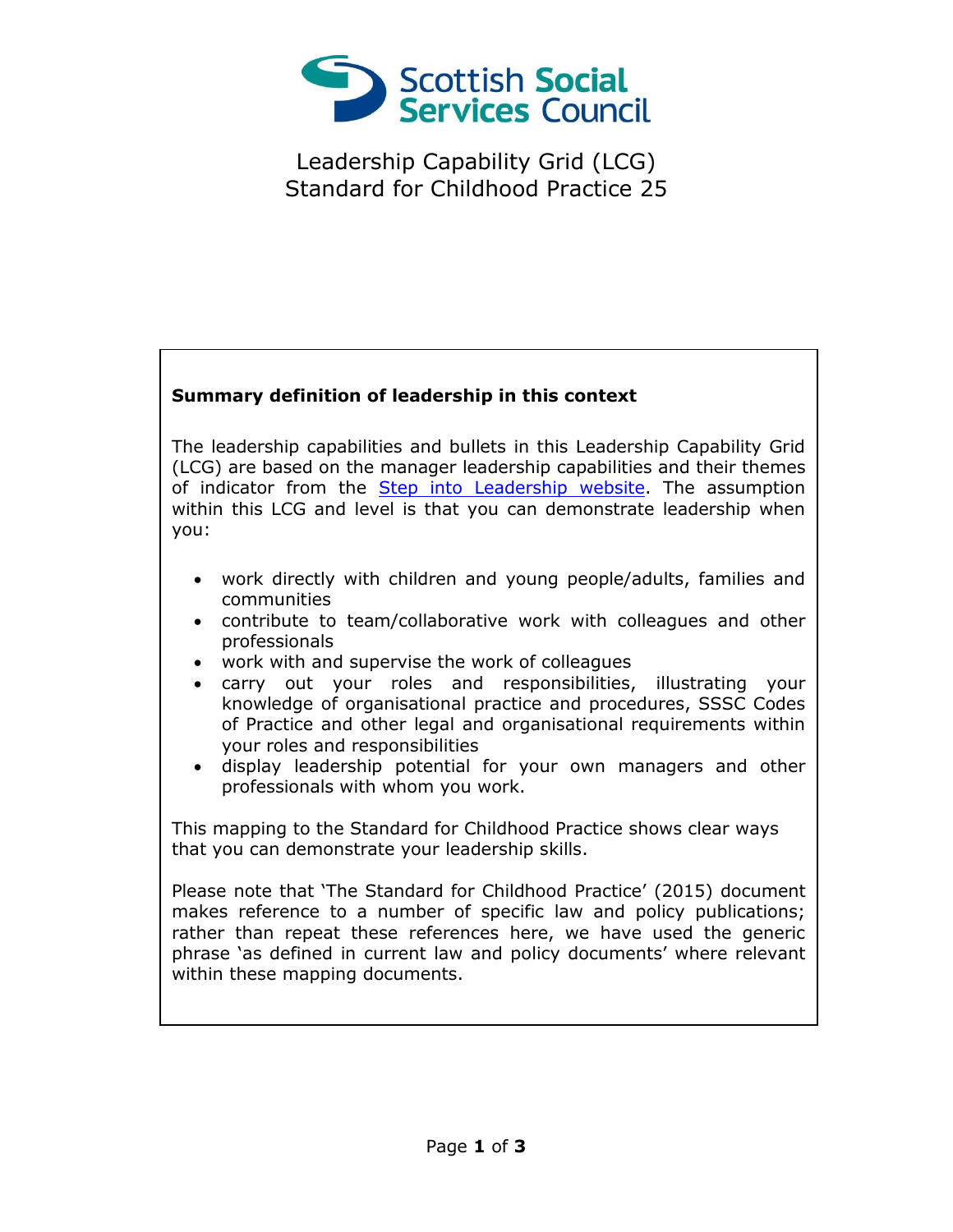Scottish Social Services Council

# Leadership Capability Grid (LCG)
# Standard for Childhood Practice 25

**Summary definition of leadership in this context**

The leadership capabilities and bullets in this Leadership Capability Grid (LCG) are based on the manager leadership capabilities and their themes of indicator from the Step into Leadership website. The assumption within this LCG and level is that you can demonstrate leadership when you:

- work directly with children and young people/adults, families and communities
- contribute to team/collaborative work with colleagues and other professionals
- work with and supervise the work of colleagues
- carry out your roles and responsibilities, illustrating your knowledge of organisational practice and procedures, SSSC Codes of Practice and other legal and organisational requirements within your roles and responsibilities
- display leadership potential for your own managers and other professionals with whom you work.

This mapping to the Standard for Childhood Practice shows clear ways that you can demonstrate your leadership skills.

Please note that 'The Standard for Childhood Practice' (2015) document makes reference to a number of specific law and policy publications; rather than repeat these references here, we have used the generic phrase 'as defined in current law and policy documents' where relevant within these mapping documents.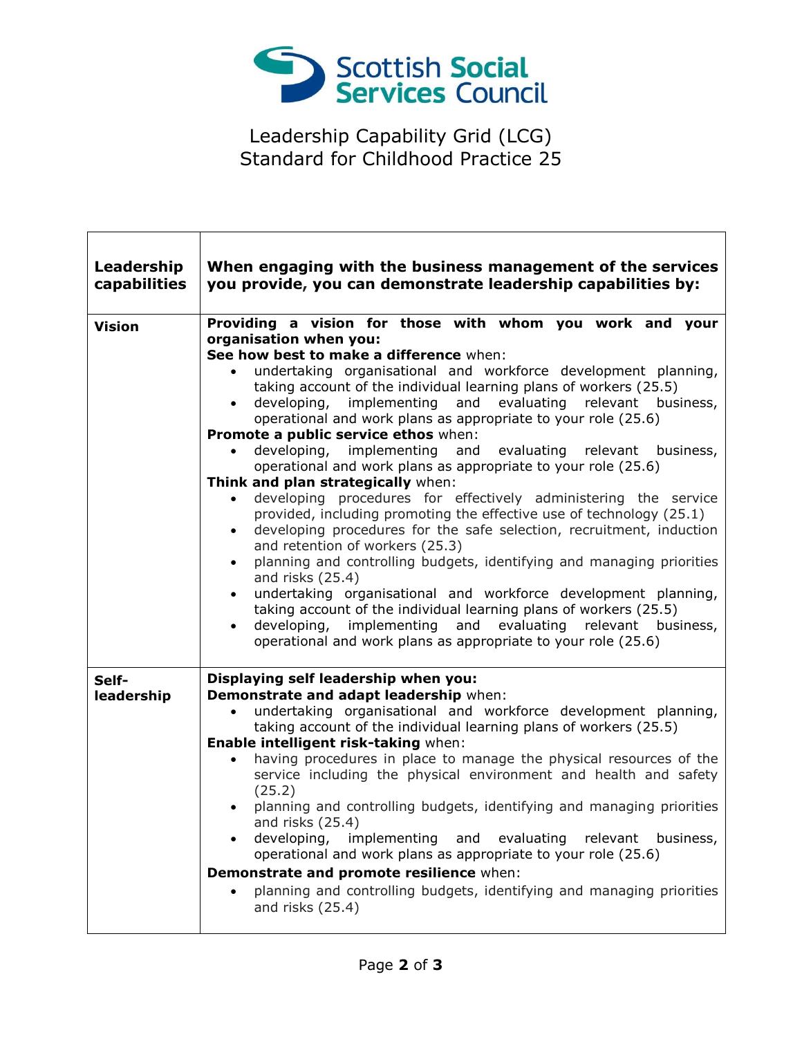Scottish Social Services Council

# Leadership Capability Grid (LCG)
# Standard for Childhood Practice 25

| Leadership capabilities | When engaging with the business management of the services you provide, you can demonstrate leadership capabilities by: |
|---|---|
| **Vision** | **Providing a vision for those with whom you work and your organisation when you:**<br>**See how best to make a difference** when:<br>• undertaking organisational and workforce development planning, taking account of the individual learning plans of workers (25.5)<br>• developing, implementing and evaluating relevant business, operational and work plans as appropriate to your role (25.6)<br>**Promote a public service ethos** when:<br>• developing, implementing and evaluating relevant business, operational and work plans as appropriate to your role (25.6)<br>**Think and plan strategically** when:<br>• developing procedures for effectively administering the service provided, including promoting the effective use of technology (25.1)<br>• developing procedures for the safe selection, recruitment, induction and retention of workers (25.3)<br>• planning and controlling budgets, identifying and managing priorities and risks (25.4)<br>• undertaking organisational and workforce development planning, taking account of the individual learning plans of workers (25.5)<br>• developing, implementing and evaluating relevant business, operational and work plans as appropriate to your role (25.6) |
| **Self-leadership** | **Displaying self leadership when you:**<br>**Demonstrate and adapt leadership** when:<br>• undertaking organisational and workforce development planning, taking account of the individual learning plans of workers (25.5)<br>**Enable intelligent risk-taking** when:<br>• having procedures in place to manage the physical resources of the service including the physical environment and health and safety (25.2)<br>• planning and controlling budgets, identifying and managing priorities and risks (25.4)<br>• developing, implementing and evaluating relevant business, operational and work plans as appropriate to your role (25.6)<br>**Demonstrate and promote resilience** when:<br>• planning and controlling budgets, identifying and managing priorities and risks (25.4) |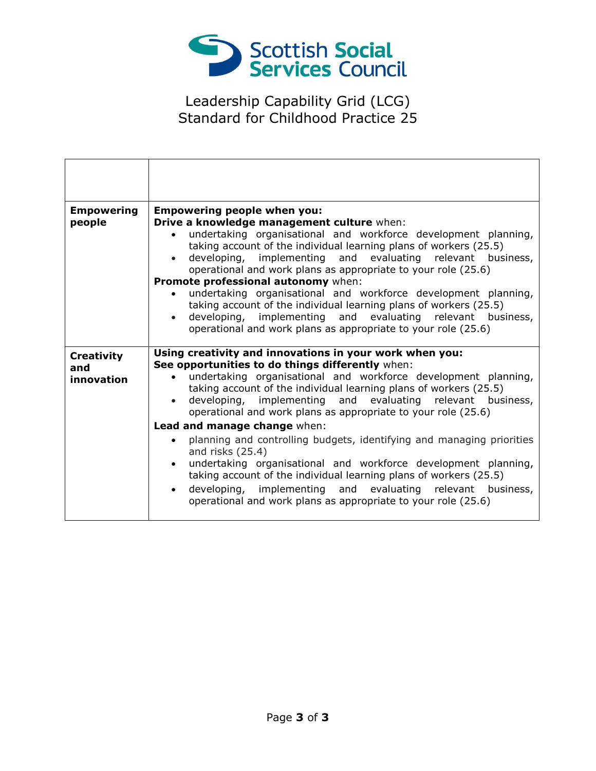Leadership Capability Grid (LCG)
Standard for Childhood Practice 25

| | |
|---|---|
| **Empowering people** | **Empowering people when you:**<br>**Drive a knowledge management culture** when:<br>• undertaking organisational and workforce development planning, taking account of the individual learning plans of workers (25.5)<br>• developing, implementing and evaluating relevant business, operational and work plans as appropriate to your role (25.6)<br>**Promote professional autonomy** when:<br>• undertaking organisational and workforce development planning, taking account of the individual learning plans of workers (25.5)<br>• developing, implementing and evaluating relevant business, operational and work plans as appropriate to your role (25.6) |
| **Creativity and innovation** | **Using creativity and innovations in your work when you:**<br>**See opportunities to do things differently** when:<br>• undertaking organisational and workforce development planning, taking account of the individual learning plans of workers (25.5)<br>• developing, implementing and evaluating relevant business, operational and work plans as appropriate to your role (25.6)<br>**Lead and manage change** when:<br>• planning and controlling budgets, identifying and managing priorities and risks (25.4)<br>• undertaking organisational and workforce development planning, taking account of the individual learning plans of workers (25.5)<br>• developing, implementing and evaluating relevant business, operational and work plans as appropriate to your role (25.6) |